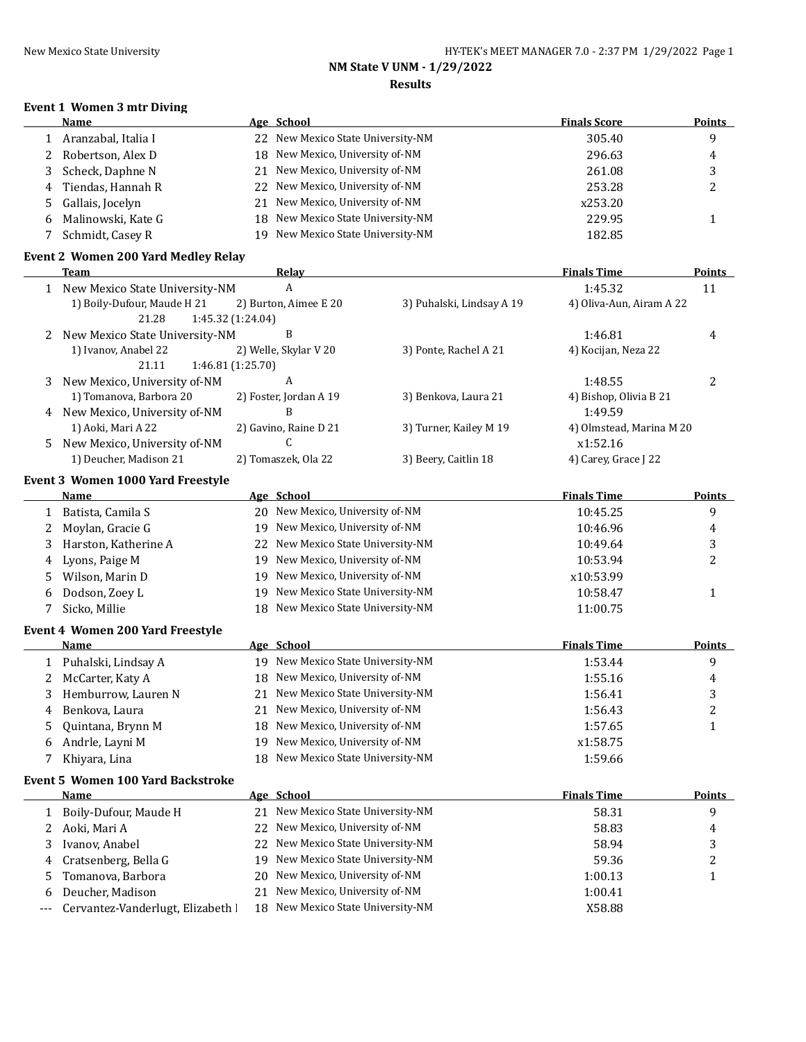## NM State V UNM - 1/29/2022

### Results

#### Event 1 Women 3 mtr Diving

| | Name | Age | School | Finals Score | Points |
|---|---|---|---|---|---|
| 1 | Aranzabal, Italia I | 22 | New Mexico State University-NM | 305.40 | 9 |
| 2 | Robertson, Alex D | 18 | New Mexico, University of-NM | 296.63 | 4 |
| 3 | Scheck, Daphne N | 21 | New Mexico, University of-NM | 261.08 | 3 |
| 4 | Tiendas, Hannah R | 22 | New Mexico, University of-NM | 253.28 | 2 |
| 5 | Gallais, Jocelyn | 21 | New Mexico, University of-NM | x253.20 | |
| 6 | Malinowski, Kate G | 18 | New Mexico State University-NM | 229.95 | 1 |
| 7 | Schmidt, Casey R | 19 | New Mexico State University-NM | 182.85 | |

#### Event 2 Women 200 Yard Medley Relay

| | Team | Relay | | Finals Time | Points |
|---|---|---|---|---|---|
| 1 | New Mexico State University-NM | A | | 1:45.32 | 11 |
| | 1) Boily-Dufour, Maude H 21 | 2) Burton, Aimee E 20 | 3) Puhalski, Lindsay A 19 | 4) Oliva-Aun, Airam A 22 | |
| | 21.28 | 1:45.32 (1:24.04) | | | |
| 2 | New Mexico State University-NM | B | | 1:46.81 | 4 |
| | 1) Ivanov, Anabel 22 | 2) Welle, Skylar V 20 | 3) Ponte, Rachel A 21 | 4) Kocijan, Neza 22 | |
| | 21.11 | 1:46.81 (1:25.70) | | | |
| 3 | New Mexico, University of-NM | A | | 1:48.55 | 2 |
| | 1) Tomanova, Barbora 20 | 2) Foster, Jordan A 19 | 3) Benkova, Laura 21 | 4) Bishop, Olivia B 21 | |
| 4 | New Mexico, University of-NM | B | | 1:49.59 | |
| | 1) Aoki, Mari A 22 | 2) Gavino, Raine D 21 | 3) Turner, Kailey M 19 | 4) Olmstead, Marina M 20 | |
| 5 | New Mexico, University of-NM | C | | x1:52.16 | |
| | 1) Deucher, Madison 21 | 2) Tomaszek, Ola 22 | 3) Beery, Caitlin 18 | 4) Carey, Grace J 22 | |

#### Event 3 Women 1000 Yard Freestyle

| | Name | Age | School | Finals Time | Points |
|---|---|---|---|---|---|
| 1 | Batista, Camila S | 20 | New Mexico, University of-NM | 10:45.25 | 9 |
| 2 | Moylan, Gracie G | 19 | New Mexico, University of-NM | 10:46.96 | 4 |
| 3 | Harston, Katherine A | 22 | New Mexico State University-NM | 10:49.64 | 3 |
| 4 | Lyons, Paige M | 19 | New Mexico, University of-NM | 10:53.94 | 2 |
| 5 | Wilson, Marin D | 19 | New Mexico, University of-NM | x10:53.99 | |
| 6 | Dodson, Zoey L | 19 | New Mexico State University-NM | 10:58.47 | 1 |
| 7 | Sicko, Millie | 18 | New Mexico State University-NM | 11:00.75 | |

#### Event 4 Women 200 Yard Freestyle

| | Name | Age | School | Finals Time | Points |
|---|---|---|---|---|---|
| 1 | Puhalski, Lindsay A | 19 | New Mexico State University-NM | 1:53.44 | 9 |
| 2 | McCarter, Katy A | 18 | New Mexico, University of-NM | 1:55.16 | 4 |
| 3 | Hemburrow, Lauren N | 21 | New Mexico State University-NM | 1:56.41 | 3 |
| 4 | Benkova, Laura | 21 | New Mexico, University of-NM | 1:56.43 | 2 |
| 5 | Quintana, Brynn M | 18 | New Mexico, University of-NM | 1:57.65 | 1 |
| 6 | Andrle, Layni M | 19 | New Mexico, University of-NM | x1:58.75 | |
| 7 | Khiyara, Lina | 18 | New Mexico State University-NM | 1:59.66 | |

#### Event 5 Women 100 Yard Backstroke

| | Name | Age | School | Finals Time | Points |
|---|---|---|---|---|---|
| 1 | Boily-Dufour, Maude H | 21 | New Mexico State University-NM | 58.31 | 9 |
| 2 | Aoki, Mari A | 22 | New Mexico, University of-NM | 58.83 | 4 |
| 3 | Ivanov, Anabel | 22 | New Mexico State University-NM | 58.94 | 3 |
| 4 | Cratsenberg, Bella G | 19 | New Mexico State University-NM | 59.36 | 2 |
| 5 | Tomanova, Barbora | 20 | New Mexico, University of-NM | 1:00.13 | 1 |
| 6 | Deucher, Madison | 21 | New Mexico, University of-NM | 1:00.41 | |
| --- | Cervantez-Vanderlugt, Elizabeth I | 18 | New Mexico State University-NM | X58.88 | |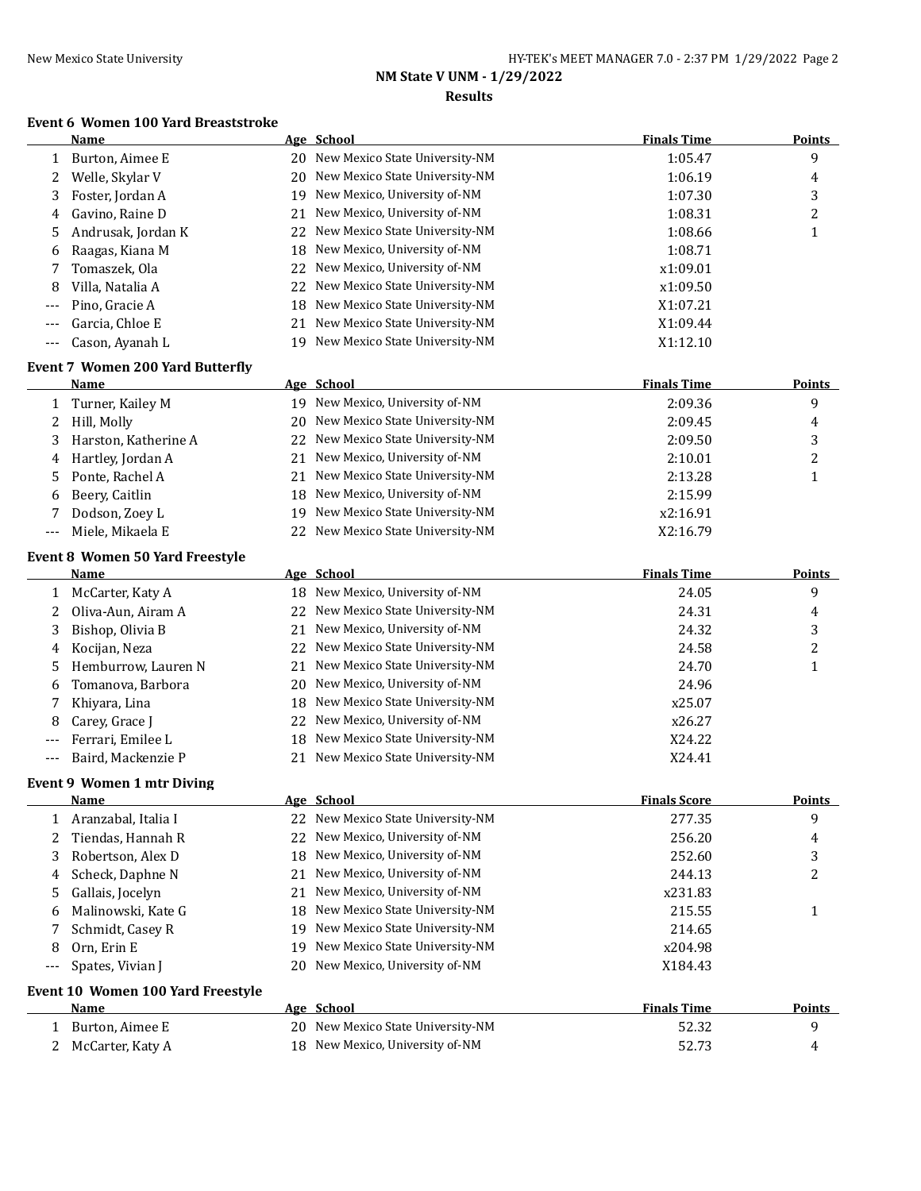**NM State V UNM - 1/29/2022**

**Results**

### Event 6 Women 100 Yard Breaststroke

| | Name | Age | School | Finals Time | Points |
|---|---|---|---|---|---|
| 1 | Burton, Aimee E | 20 | New Mexico State University-NM | 1:05.47 | 9 |
| 2 | Welle, Skylar V | 20 | New Mexico State University-NM | 1:06.19 | 4 |
| 3 | Foster, Jordan A | 19 | New Mexico, University of-NM | 1:07.30 | 3 |
| 4 | Gavino, Raine D | 21 | New Mexico, University of-NM | 1:08.31 | 2 |
| 5 | Andrusak, Jordan K | 22 | New Mexico State University-NM | 1:08.66 | 1 |
| 6 | Raagas, Kiana M | 18 | New Mexico, University of-NM | 1:08.71 | |
| 7 | Tomaszek, Ola | 22 | New Mexico, University of-NM | x1:09.01 | |
| 8 | Villa, Natalia A | 22 | New Mexico State University-NM | x1:09.50 | |
| --- | Pino, Gracie A | 18 | New Mexico State University-NM | X1:07.21 | |
| --- | Garcia, Chloe E | 21 | New Mexico State University-NM | X1:09.44 | |
| --- | Cason, Ayanah L | 19 | New Mexico State University-NM | X1:12.10 | |

### Event 7 Women 200 Yard Butterfly

| | Name | Age | School | Finals Time | Points |
|---|---|---|---|---|---|
| 1 | Turner, Kailey M | 19 | New Mexico, University of-NM | 2:09.36 | 9 |
| 2 | Hill, Molly | 20 | New Mexico State University-NM | 2:09.45 | 4 |
| 3 | Harston, Katherine A | 22 | New Mexico State University-NM | 2:09.50 | 3 |
| 4 | Hartley, Jordan A | 21 | New Mexico, University of-NM | 2:10.01 | 2 |
| 5 | Ponte, Rachel A | 21 | New Mexico State University-NM | 2:13.28 | 1 |
| 6 | Beery, Caitlin | 18 | New Mexico, University of-NM | 2:15.99 | |
| 7 | Dodson, Zoey L | 19 | New Mexico State University-NM | x2:16.91 | |
| --- | Miele, Mikaela E | 22 | New Mexico State University-NM | X2:16.79 | |

### Event 8 Women 50 Yard Freestyle

| | Name | Age | School | Finals Time | Points |
|---|---|---|---|---|---|
| 1 | McCarter, Katy A | 18 | New Mexico, University of-NM | 24.05 | 9 |
| 2 | Oliva-Aun, Airam A | 22 | New Mexico State University-NM | 24.31 | 4 |
| 3 | Bishop, Olivia B | 21 | New Mexico, University of-NM | 24.32 | 3 |
| 4 | Kocijan, Neza | 22 | New Mexico State University-NM | 24.58 | 2 |
| 5 | Hemburrow, Lauren N | 21 | New Mexico State University-NM | 24.70 | 1 |
| 6 | Tomanova, Barbora | 20 | New Mexico, University of-NM | 24.96 | |
| 7 | Khiyara, Lina | 18 | New Mexico State University-NM | x25.07 | |
| 8 | Carey, Grace J | 22 | New Mexico, University of-NM | x26.27 | |
| --- | Ferrari, Emilee L | 18 | New Mexico State University-NM | X24.22 | |
| --- | Baird, Mackenzie P | 21 | New Mexico State University-NM | X24.41 | |

### Event 9 Women 1 mtr Diving

| | Name | Age | School | Finals Score | Points |
|---|---|---|---|---|---|
| 1 | Aranzabal, Italia I | 22 | New Mexico State University-NM | 277.35 | 9 |
| 2 | Tiendas, Hannah R | 22 | New Mexico, University of-NM | 256.20 | 4 |
| 3 | Robertson, Alex D | 18 | New Mexico, University of-NM | 252.60 | 3 |
| 4 | Scheck, Daphne N | 21 | New Mexico, University of-NM | 244.13 | 2 |
| 5 | Gallais, Jocelyn | 21 | New Mexico, University of-NM | x231.83 | |
| 6 | Malinowski, Kate G | 18 | New Mexico State University-NM | 215.55 | 1 |
| 7 | Schmidt, Casey R | 19 | New Mexico State University-NM | 214.65 | |
| 8 | Orn, Erin E | 19 | New Mexico State University-NM | x204.98 | |
| --- | Spates, Vivian J | 20 | New Mexico, University of-NM | X184.43 | |

### Event 10 Women 100 Yard Freestyle

| | Name | Age | School | Finals Time | Points |
|---|---|---|---|---|---|
| 1 | Burton, Aimee E | 20 | New Mexico State University-NM | 52.32 | 9 |
| 2 | McCarter, Katy A | 18 | New Mexico, University of-NM | 52.73 | 4 |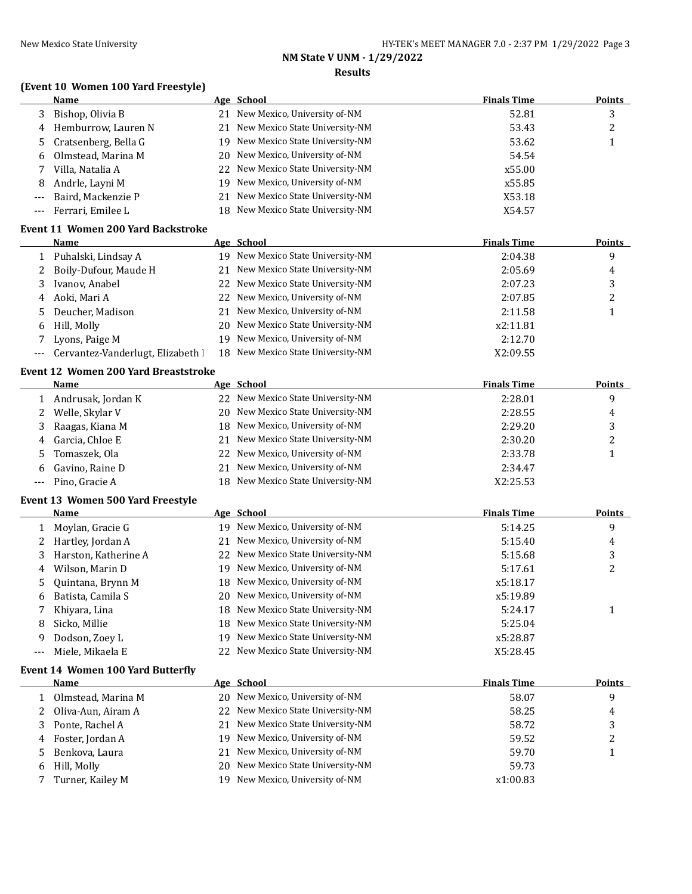NM State V UNM - 1/29/2022

Results

### (Event 10 Women 100 Yard Freestyle)

| | Name | Age | School | Finals Time | Points |
|---|---|---|---|---|---|
| 3 | Bishop, Olivia B | 21 | New Mexico, University of-NM | 52.81 | 3 |
| 4 | Hemburrow, Lauren N | 21 | New Mexico State University-NM | 53.43 | 2 |
| 5 | Cratsenberg, Bella G | 19 | New Mexico State University-NM | 53.62 | 1 |
| 6 | Olmstead, Marina M | 20 | New Mexico, University of-NM | 54.54 | |
| 7 | Villa, Natalia A | 22 | New Mexico State University-NM | x55.00 | |
| 8 | Andrle, Layni M | 19 | New Mexico, University of-NM | x55.85 | |
| --- | Baird, Mackenzie P | 21 | New Mexico State University-NM | X53.18 | |
| --- | Ferrari, Emilee L | 18 | New Mexico State University-NM | X54.57 | |

### Event 11 Women 200 Yard Backstroke

| | Name | Age | School | Finals Time | Points |
|---|---|---|---|---|---|
| 1 | Puhalski, Lindsay A | 19 | New Mexico State University-NM | 2:04.38 | 9 |
| 2 | Boily-Dufour, Maude H | 21 | New Mexico State University-NM | 2:05.69 | 4 |
| 3 | Ivanov, Anabel | 22 | New Mexico State University-NM | 2:07.23 | 3 |
| 4 | Aoki, Mari A | 22 | New Mexico, University of-NM | 2:07.85 | 2 |
| 5 | Deucher, Madison | 21 | New Mexico, University of-NM | 2:11.58 | 1 |
| 6 | Hill, Molly | 20 | New Mexico State University-NM | x2:11.81 | |
| 7 | Lyons, Paige M | 19 | New Mexico, University of-NM | 2:12.70 | |
| --- | Cervantez-Vanderlugt, Elizabeth I | 18 | New Mexico State University-NM | X2:09.55 | |

### Event 12 Women 200 Yard Breaststroke

| | Name | Age | School | Finals Time | Points |
|---|---|---|---|---|---|
| 1 | Andrusak, Jordan K | 22 | New Mexico State University-NM | 2:28.01 | 9 |
| 2 | Welle, Skylar V | 20 | New Mexico State University-NM | 2:28.55 | 4 |
| 3 | Raagas, Kiana M | 18 | New Mexico, University of-NM | 2:29.20 | 3 |
| 4 | Garcia, Chloe E | 21 | New Mexico State University-NM | 2:30.20 | 2 |
| 5 | Tomaszek, Ola | 22 | New Mexico, University of-NM | 2:33.78 | 1 |
| 6 | Gavino, Raine D | 21 | New Mexico, University of-NM | 2:34.47 | |
| --- | Pino, Gracie A | 18 | New Mexico State University-NM | X2:25.53 | |

### Event 13 Women 500 Yard Freestyle

| | Name | Age | School | Finals Time | Points |
|---|---|---|---|---|---|
| 1 | Moylan, Gracie G | 19 | New Mexico, University of-NM | 5:14.25 | 9 |
| 2 | Hartley, Jordan A | 21 | New Mexico, University of-NM | 5:15.40 | 4 |
| 3 | Harston, Katherine A | 22 | New Mexico State University-NM | 5:15.68 | 3 |
| 4 | Wilson, Marin D | 19 | New Mexico, University of-NM | 5:17.61 | 2 |
| 5 | Quintana, Brynn M | 18 | New Mexico, University of-NM | x5:18.17 | |
| 6 | Batista, Camila S | 20 | New Mexico, University of-NM | x5:19.89 | |
| 7 | Khiyara, Lina | 18 | New Mexico State University-NM | 5:24.17 | 1 |
| 8 | Sicko, Millie | 18 | New Mexico State University-NM | 5:25.04 | |
| 9 | Dodson, Zoey L | 19 | New Mexico State University-NM | x5:28.87 | |
| --- | Miele, Mikaela E | 22 | New Mexico State University-NM | X5:28.45 | |

### Event 14 Women 100 Yard Butterfly

| | Name | Age | School | Finals Time | Points |
|---|---|---|---|---|---|
| 1 | Olmstead, Marina M | 20 | New Mexico, University of-NM | 58.07 | 9 |
| 2 | Oliva-Aun, Airam A | 22 | New Mexico State University-NM | 58.25 | 4 |
| 3 | Ponte, Rachel A | 21 | New Mexico State University-NM | 58.72 | 3 |
| 4 | Foster, Jordan A | 19 | New Mexico, University of-NM | 59.52 | 2 |
| 5 | Benkova, Laura | 21 | New Mexico, University of-NM | 59.70 | 1 |
| 6 | Hill, Molly | 20 | New Mexico State University-NM | 59.73 | |
| 7 | Turner, Kailey M | 19 | New Mexico, University of-NM | x1:00.83 | |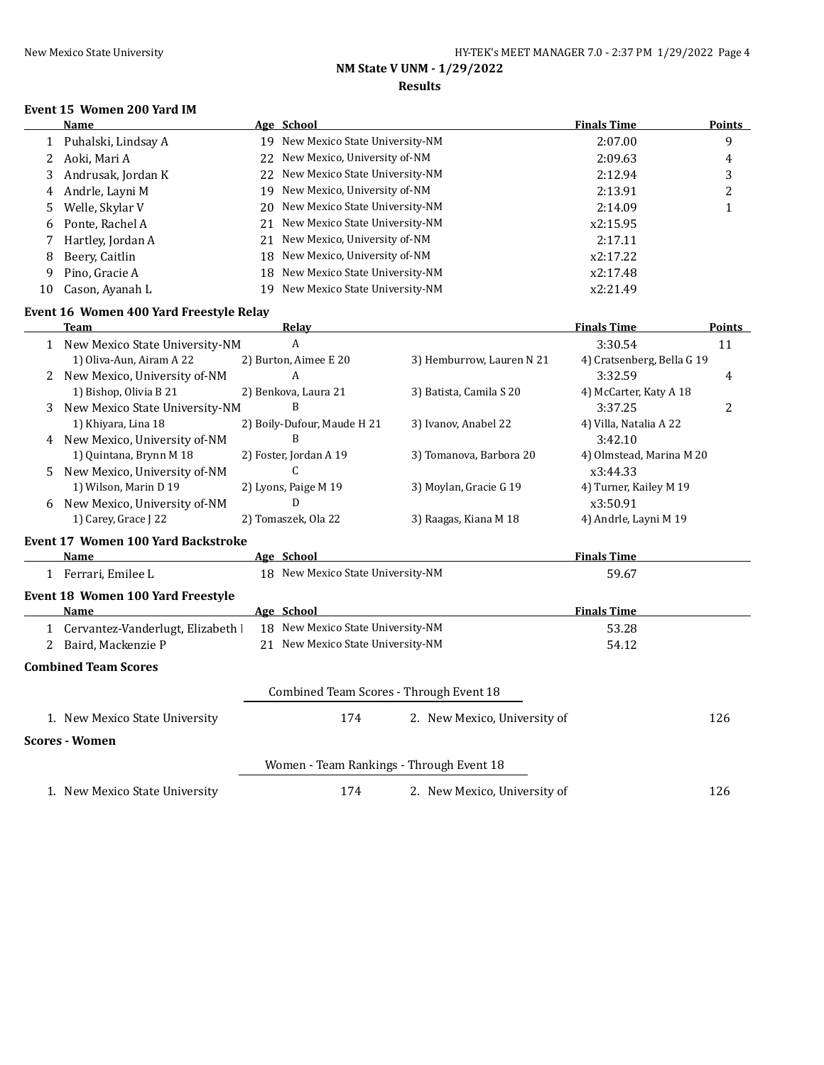**NM State V UNM - 1/29/2022**

**Results**

### Event 15 Women 200 Yard IM

| | Name | Age | School | Finals Time | Points |
|---|---|---|---|---|---|
| 1 | Puhalski, Lindsay A | 19 | New Mexico State University-NM | 2:07.00 | 9 |
| 2 | Aoki, Mari A | 22 | New Mexico, University of-NM | 2:09.63 | 4 |
| 3 | Andrusak, Jordan K | 22 | New Mexico State University-NM | 2:12.94 | 3 |
| 4 | Andrle, Layni M | 19 | New Mexico, University of-NM | 2:13.91 | 2 |
| 5 | Welle, Skylar V | 20 | New Mexico State University-NM | 2:14.09 | 1 |
| 6 | Ponte, Rachel A | 21 | New Mexico State University-NM | x2:15.95 | |
| 7 | Hartley, Jordan A | 21 | New Mexico, University of-NM | 2:17.11 | |
| 8 | Beery, Caitlin | 18 | New Mexico, University of-NM | x2:17.22 | |
| 9 | Pino, Gracie A | 18 | New Mexico State University-NM | x2:17.48 | |
| 10 | Cason, Ayanah L | 19 | New Mexico State University-NM | x2:21.49 | |

### Event 16 Women 400 Yard Freestyle Relay

| | Team | Relay | | Finals Time | Points |
|---|---|---|---|---|---|
| 1 | New Mexico State University-NM | A | | 3:30.54 | 11 |
| | 1) Oliva-Aun, Airam A 22 | 2) Burton, Aimee E 20 | 3) Hemburrow, Lauren N 21 | 4) Cratsenberg, Bella G 19 | |
| 2 | New Mexico, University of-NM | A | | 3:32.59 | 4 |
| | 1) Bishop, Olivia B 21 | 2) Benkova, Laura 21 | 3) Batista, Camila S 20 | 4) McCarter, Katy A 18 | |
| 3 | New Mexico State University-NM | B | | 3:37.25 | 2 |
| | 1) Khiyara, Lina 18 | 2) Boily-Dufour, Maude H 21 | 3) Ivanov, Anabel 22 | 4) Villa, Natalia A 22 | |
| 4 | New Mexico, University of-NM | B | | 3:42.10 | |
| | 1) Quintana, Brynn M 18 | 2) Foster, Jordan A 19 | 3) Tomanova, Barbora 20 | 4) Olmstead, Marina M 20 | |
| 5 | New Mexico, University of-NM | C | | x3:44.33 | |
| | 1) Wilson, Marin D 19 | 2) Lyons, Paige M 19 | 3) Moylan, Gracie G 19 | 4) Turner, Kailey M 19 | |
| 6 | New Mexico, University of-NM | D | | x3:50.91 | |
| | 1) Carey, Grace J 22 | 2) Tomaszek, Ola 22 | 3) Raagas, Kiana M 18 | 4) Andrle, Layni M 19 | |

### Event 17 Women 100 Yard Backstroke

| | Name | Age | School | Finals Time |
|---|---|---|---|---|
| 1 | Ferrari, Emilee L | 18 | New Mexico State University-NM | 59.67 |

### Event 18 Women 100 Yard Freestyle

| | Name | Age | School | Finals Time |
|---|---|---|---|---|
| 1 | Cervantez-Vanderlugt, Elizabeth I | 18 | New Mexico State University-NM | 53.28 |
| 2 | Baird, Mackenzie P | 21 | New Mexico State University-NM | 54.12 |

### Combined Team Scores

Combined Team Scores - Through Event 18

| | | | |
|---|---|---|---|
| 1. New Mexico State University | 174 | 2. New Mexico, University of | 126 |

### Scores - Women

Women - Team Rankings - Through Event 18

| | | | |
|---|---|---|---|
| 1. New Mexico State University | 174 | 2. New Mexico, University of | 126 |